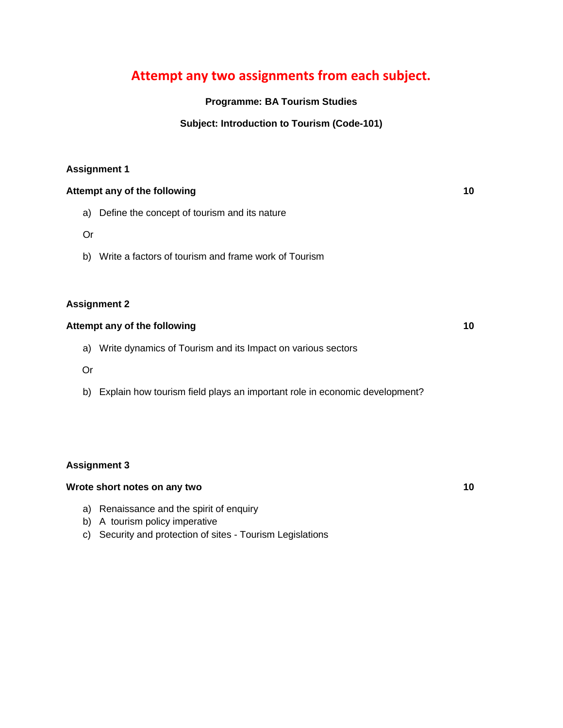# Attempt any two assignments from each subject.

**Programme: BA Tourism Studies**

**Subject: Introduction to Tourism (Code-101)**

**Assignment 1**

**Attempt any of the following** **10**

a) Define the concept of tourism and its nature

Or

b) Write a factors of tourism and frame work of Tourism

**Assignment 2**

**Attempt any of the following** **10**

a) Write dynamics of Tourism and its Impact on various sectors

Or

b) Explain how tourism field plays an important role in economic development?

**Assignment 3**

**Wrote short notes on any two** **10**

a) Renaissance and the spirit of enquiry
b) A tourism policy imperative
c) Security and protection of sites - Tourism Legislations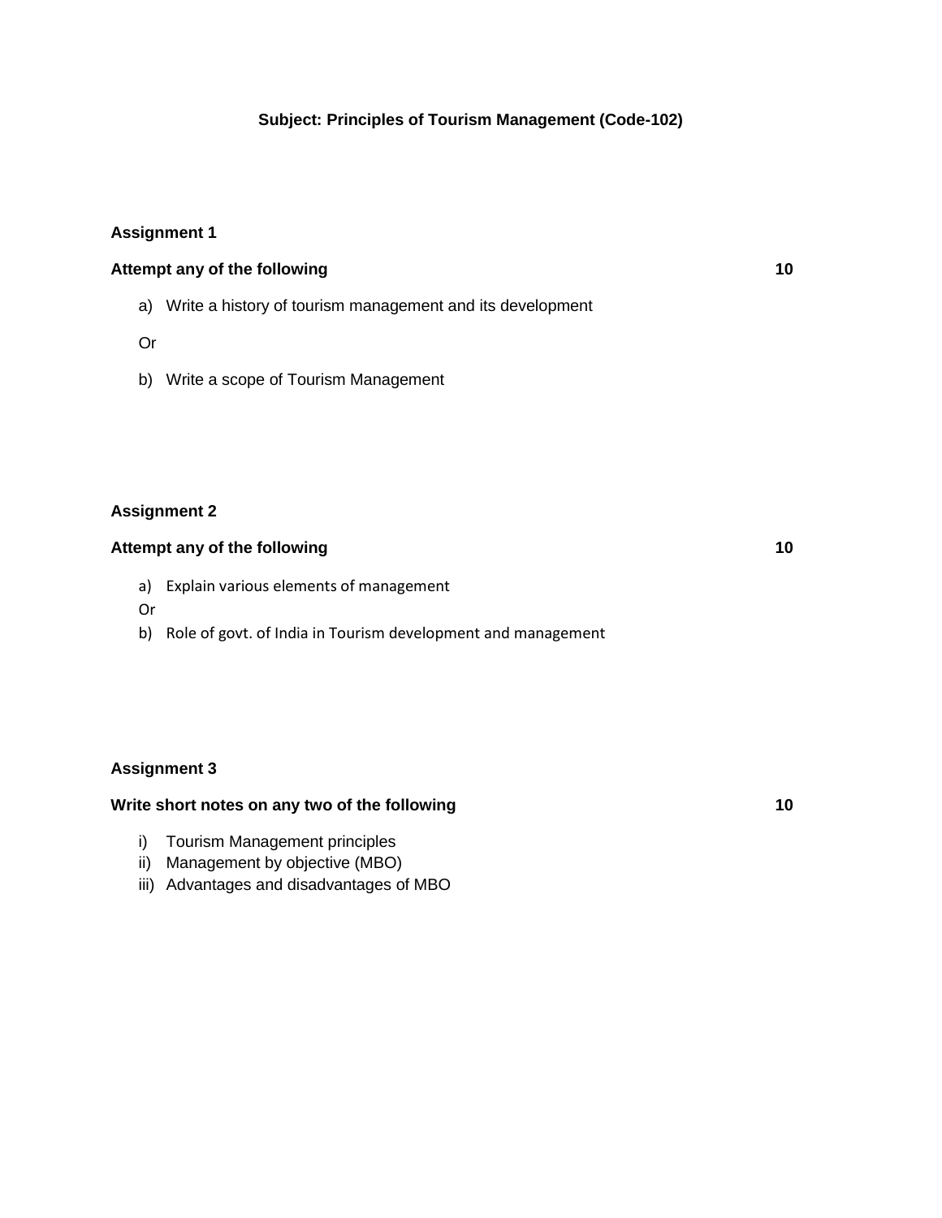## Subject: Principles of Tourism Management (Code-102)

### Assignment 1

**Attempt any of the following** **10**

a) Write a history of tourism management and its development

Or

b) Write a scope of Tourism Management

### Assignment 2

**Attempt any of the following** **10**

a) Explain various elements of management

Or

b) Role of govt. of India in Tourism development and management

### Assignment 3

**Write short notes on any two of the following** **10**

i) Tourism Management principles
ii) Management by objective (MBO)
iii) Advantages and disadvantages of MBO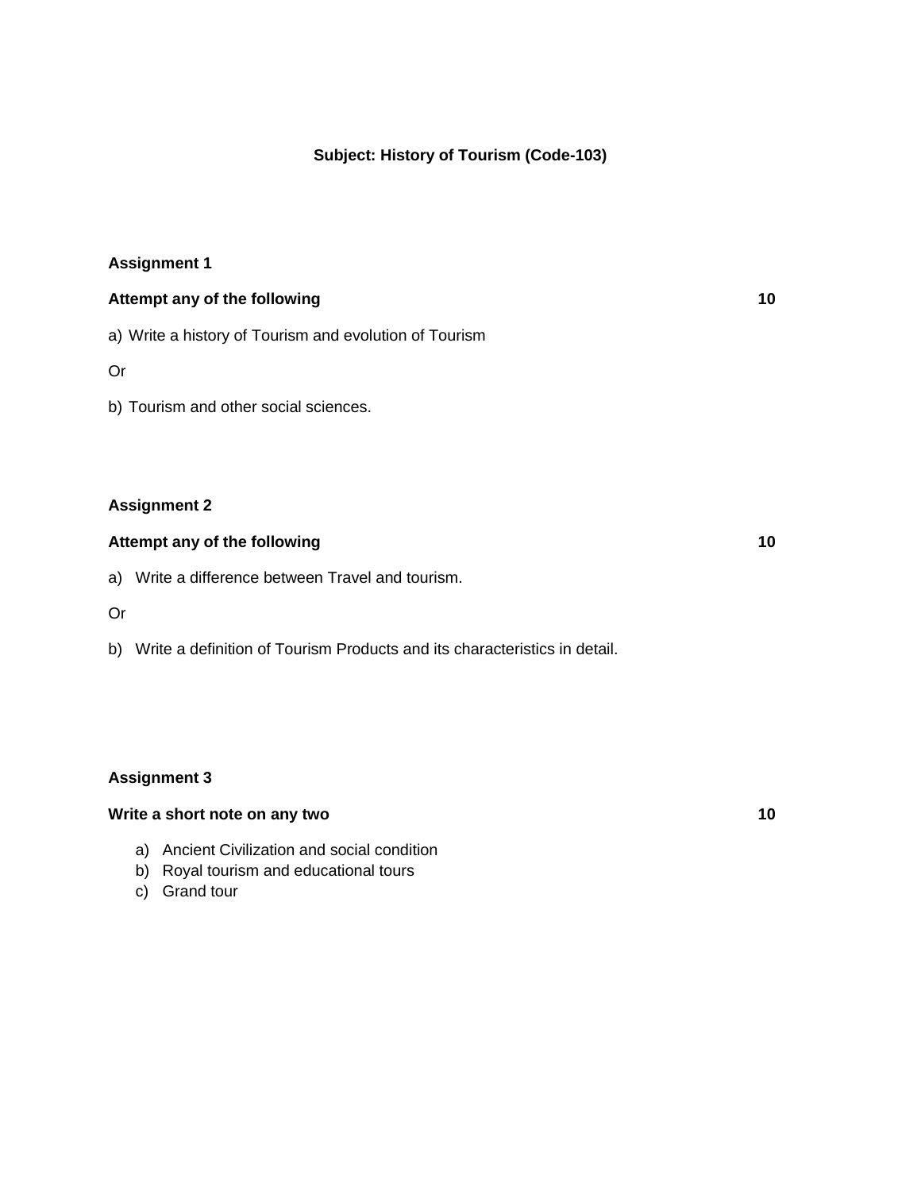**Subject: History of Tourism (Code-103)**

**Assignment 1**

**Attempt any of the following** **10**

a) Write a history of Tourism and evolution of Tourism

Or

b) Tourism and other social sciences.

**Assignment 2**

**Attempt any of the following** **10**

a) Write a difference between Travel and tourism.

Or

b) Write a definition of Tourism Products and its characteristics in detail.

**Assignment 3**

**Write a short note on any two** **10**

a) Ancient Civilization and social condition
b) Royal tourism and educational tours
c) Grand tour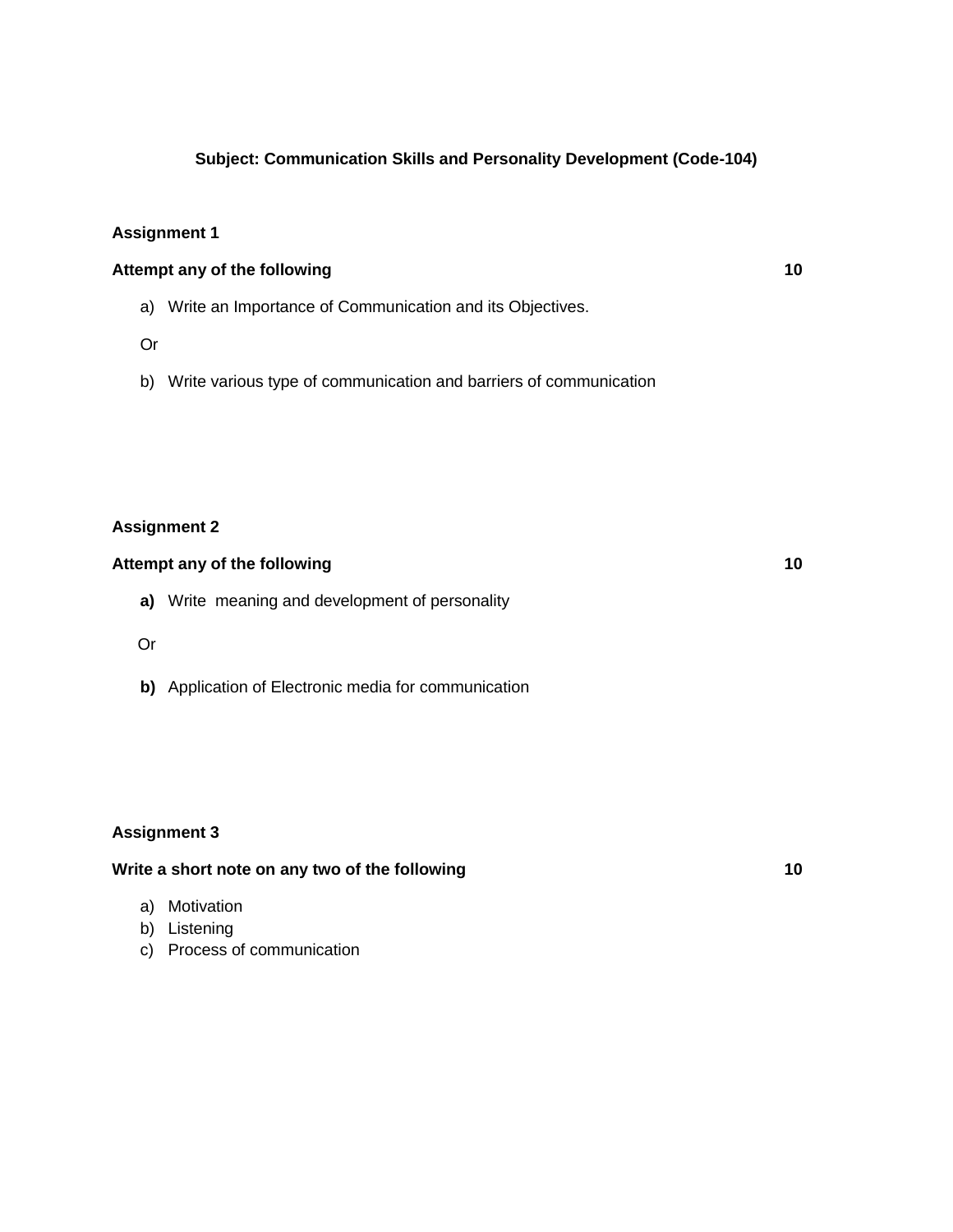**Subject: Communication Skills and Personality Development (Code-104)**

**Assignment 1**

**Attempt any of the following** **10**

a) Write an Importance of Communication and its Objectives.

Or

b) Write various type of communication and barriers of communication

**Assignment 2**

**Attempt any of the following** **10**

**a)** Write meaning and development of personality

Or

**b)** Application of Electronic media for communication

**Assignment 3**

**Write a short note on any two of the following** **10**

a) Motivation
b) Listening
c) Process of communication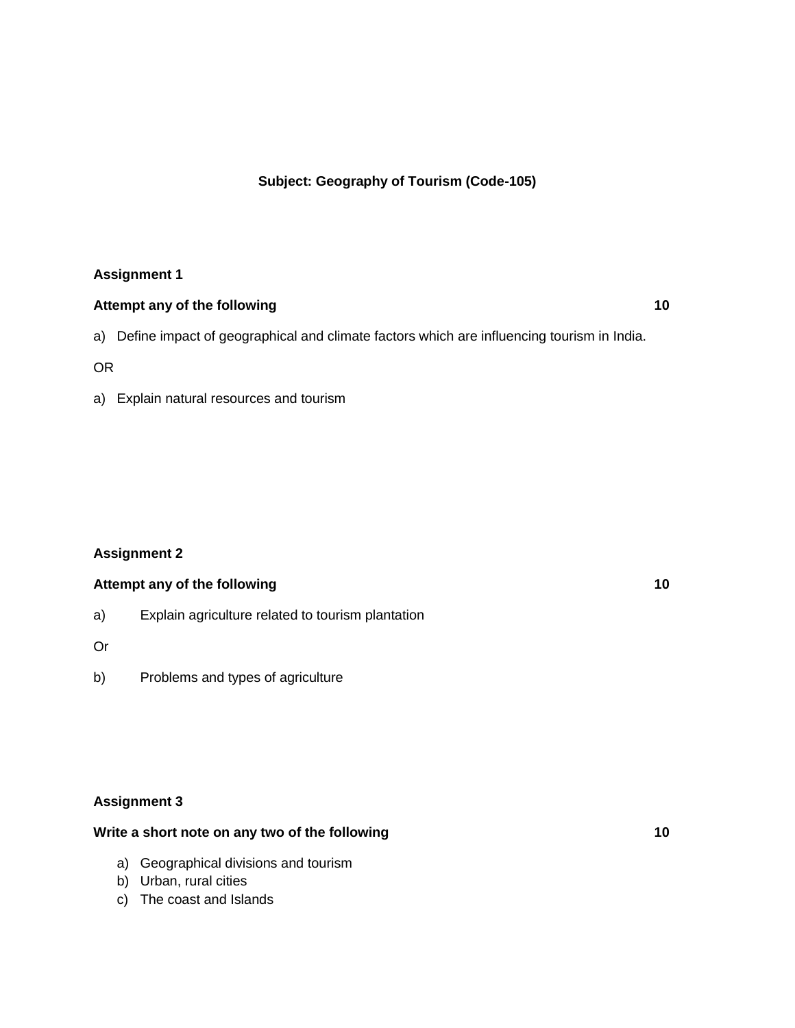**Subject: Geography of Tourism (Code-105)**

**Assignment 1**

**Attempt any of the following** **10**

a) Define impact of geographical and climate factors which are influencing tourism in India.

OR

a) Explain natural resources and tourism

**Assignment 2**

**Attempt any of the following** **10**

a) Explain agriculture related to tourism plantation

Or

b) Problems and types of agriculture

**Assignment 3**

**Write a short note on any two of the following** **10**

a) Geographical divisions and tourism
b) Urban, rural cities
c) The coast and Islands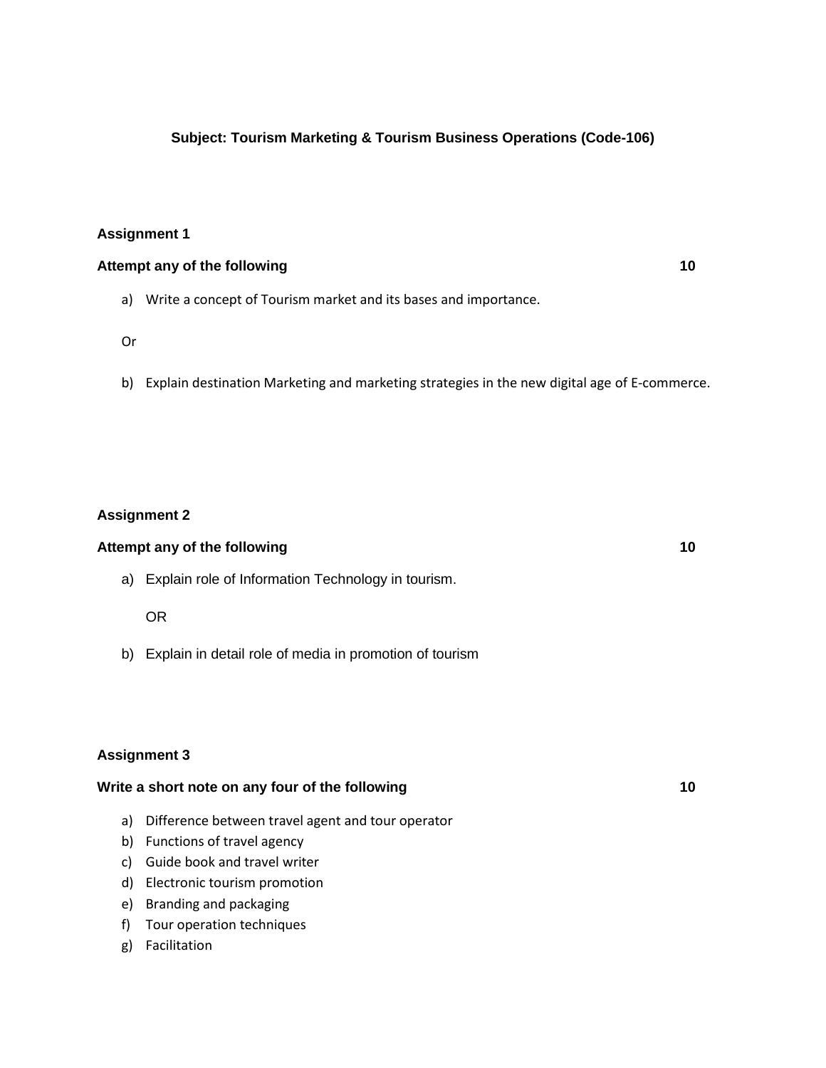**Subject: Tourism Marketing & Tourism Business Operations (Code-106)**

**Assignment 1**

**Attempt any of the following** **10**

a) Write a concept of Tourism market and its bases and importance.

Or

b) Explain destination Marketing and marketing strategies in the new digital age of E-commerce.

**Assignment 2**

**Attempt any of the following** **10**

a) Explain role of Information Technology in tourism.

OR

b) Explain in detail role of media in promotion of tourism

**Assignment 3**

**Write a short note on any four of the following** **10**

a) Difference between travel agent and tour operator
b) Functions of travel agency
c) Guide book and travel writer
d) Electronic tourism promotion
e) Branding and packaging
f) Tour operation techniques
g) Facilitation